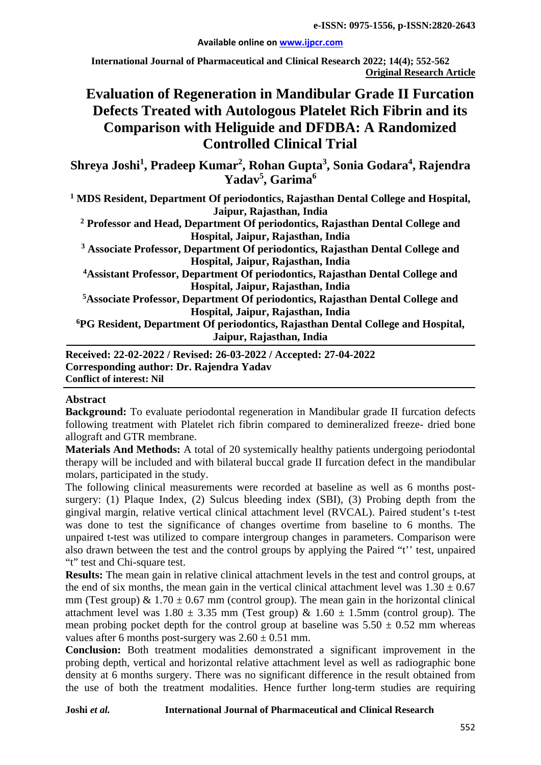**e-ISSN: 0975-1556, p-ISSN:2820-2643**

**Available online on www.ijpcr.com**

**International Journal of Pharmaceutical and Clinical Research 2022; 14(4); 552-562**
**Original Research Article**

# Evaluation of Regeneration in Mandibular Grade II Furcation Defects Treated with Autologous Platelet Rich Fibrin and its Comparison with Heliguide and DFDBA: A Randomized Controlled Clinical Trial

**Shreya Joshi[1], Pradeep Kumar[2], Rohan Gupta[3], Sonia Godara[4], Rajendra Yadav[5], Garima[6]**

**[1] MDS Resident, Department Of periodontics, Rajasthan Dental College and Hospital, Jaipur, Rajasthan, India**

**[2] Professor and Head, Department Of periodontics, Rajasthan Dental College and Hospital, Jaipur, Rajasthan, India**

**[3] Associate Professor, Department Of periodontics, Rajasthan Dental College and Hospital, Jaipur, Rajasthan, India**

**[4]Assistant Professor, Department Of periodontics, Rajasthan Dental College and Hospital, Jaipur, Rajasthan, India**

**[5]Associate Professor, Department Of periodontics, Rajasthan Dental College and Hospital, Jaipur, Rajasthan, India**

**[6]PG Resident, Department Of periodontics, Rajasthan Dental College and Hospital, Jaipur, Rajasthan, India**

**Received: 22-02-2022 / Revised: 26-03-2022 / Accepted: 27-04-2022**
**Corresponding author: Dr. Rajendra Yadav**
**Conflict of interest: Nil**

## Abstract

**Background:** To evaluate periodontal regeneration in Mandibular grade II furcation defects following treatment with Platelet rich fibrin compared to demineralized freeze- dried bone allograft and GTR membrane.

**Materials And Methods:** A total of 20 systemically healthy patients undergoing periodontal therapy will be included and with bilateral buccal grade II furcation defect in the mandibular molars, participated in the study.

The following clinical measurements were recorded at baseline as well as 6 months post-surgery: (1) Plaque Index, (2) Sulcus bleeding index (SBI), (3) Probing depth from the gingival margin, relative vertical clinical attachment level (RVCAL). Paired student's t-test was done to test the significance of changes overtime from baseline to 6 months. The unpaired t-test was utilized to compare intergroup changes in parameters. Comparison were also drawn between the test and the control groups by applying the Paired "t'' test, unpaired "t" test and Chi-square test.

**Results:** The mean gain in relative clinical attachment levels in the test and control groups, at the end of six months, the mean gain in the vertical clinical attachment level was $1.30 \pm 0.67$ mm (Test group) & $1.70 \pm 0.67$ mm (control group). The mean gain in the horizontal clinical attachment level was $1.80 \pm 3.35$ mm (Test group) & $1.60 \pm 1.5$mm (control group). The mean probing pocket depth for the control group at baseline was $5.50 \pm 0.52$ mm whereas values after 6 months post-surgery was $2.60 \pm 0.51$ mm.

**Conclusion:** Both treatment modalities demonstrated a significant improvement in the probing depth, vertical and horizontal relative attachment level as well as radiographic bone density at 6 months surgery. There was no significant difference in the result obtained from the use of both the treatment modalities. Hence further long-term studies are requiring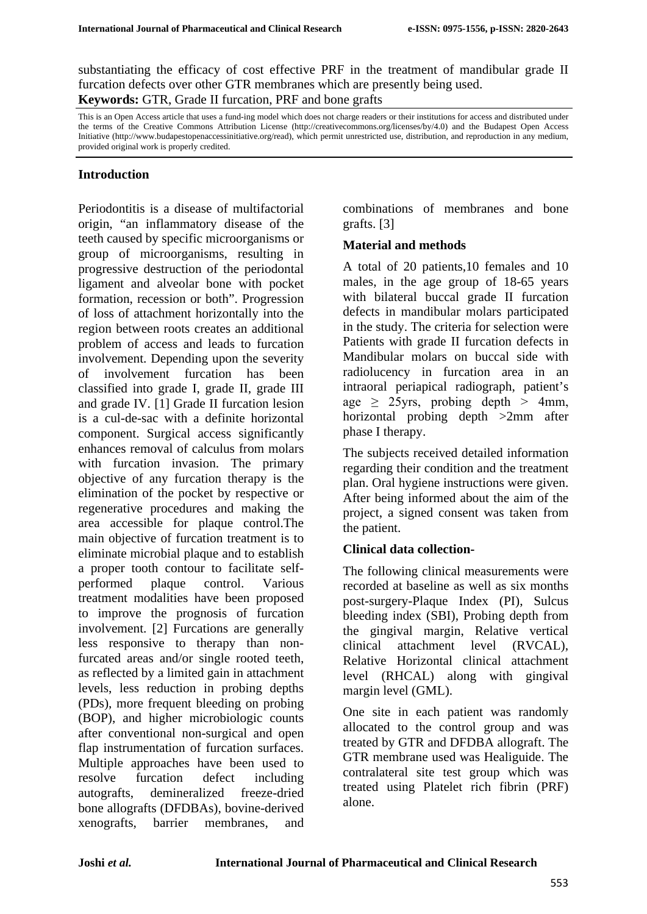substantiating the efficacy of cost effective PRF in the treatment of mandibular grade II furcation defects over other GTR membranes which are presently being used.

**Keywords:** GTR, Grade II furcation, PRF and bone grafts

This is an Open Access article that uses a fund-ing model which does not charge readers or their institutions for access and distributed under the terms of the Creative Commons Attribution License (http://creativecommons.org/licenses/by/4.0) and the Budapest Open Access Initiative (http://www.budapestopenaccessinitiative.org/read), which permit unrestricted use, distribution, and reproduction in any medium, provided original work is properly credited.

## Introduction

Periodontitis is a disease of multifactorial origin, "an inflammatory disease of the teeth caused by specific microorganisms or group of microorganisms, resulting in progressive destruction of the periodontal ligament and alveolar bone with pocket formation, recession or both". Progression of loss of attachment horizontally into the region between roots creates an additional problem of access and leads to furcation involvement. Depending upon the severity of involvement furcation has been classified into grade I, grade II, grade III and grade IV. [1] Grade II furcation lesion is a cul-de-sac with a definite horizontal component. Surgical access significantly enhances removal of calculus from molars with furcation invasion. The primary objective of any furcation therapy is the elimination of the pocket by respective or regenerative procedures and making the area accessible for plaque control.The main objective of furcation treatment is to eliminate microbial plaque and to establish a proper tooth contour to facilitate self-performed plaque control. Various treatment modalities have been proposed to improve the prognosis of furcation involvement. [2] Furcations are generally less responsive to therapy than non-furcated areas and/or single rooted teeth, as reflected by a limited gain in attachment levels, less reduction in probing depths (PDs), more frequent bleeding on probing (BOP), and higher microbiologic counts after conventional non-surgical and open flap instrumentation of furcation surfaces. Multiple approaches have been used to resolve furcation defect including autografts, demineralized freeze-dried bone allografts (DFDBAs), bovine-derived xenografts, barrier membranes, and combinations of membranes and bone grafts. [3]

## Material and methods

A total of 20 patients,10 females and 10 males, in the age group of 18-65 years with bilateral buccal grade II furcation defects in mandibular molars participated in the study. The criteria for selection were Patients with grade II furcation defects in Mandibular molars on buccal side with radiolucency in furcation area in an intraoral periapical radiograph, patient's age $\geq$ 25yrs, probing depth > 4mm, horizontal probing depth >2mm after phase I therapy.

The subjects received detailed information regarding their condition and the treatment plan. Oral hygiene instructions were given. After being informed about the aim of the project, a signed consent was taken from the patient.

### Clinical data collection-

The following clinical measurements were recorded at baseline as well as six months post-surgery-Plaque Index (PI), Sulcus bleeding index (SBI), Probing depth from the gingival margin, Relative vertical clinical attachment level (RVCAL), Relative Horizontal clinical attachment level (RHCAL) along with gingival margin level (GML).

One site in each patient was randomly allocated to the control group and was treated by GTR and DFDBA allograft. The GTR membrane used was Healiguide. The contralateral site test group which was treated using Platelet rich fibrin (PRF) alone.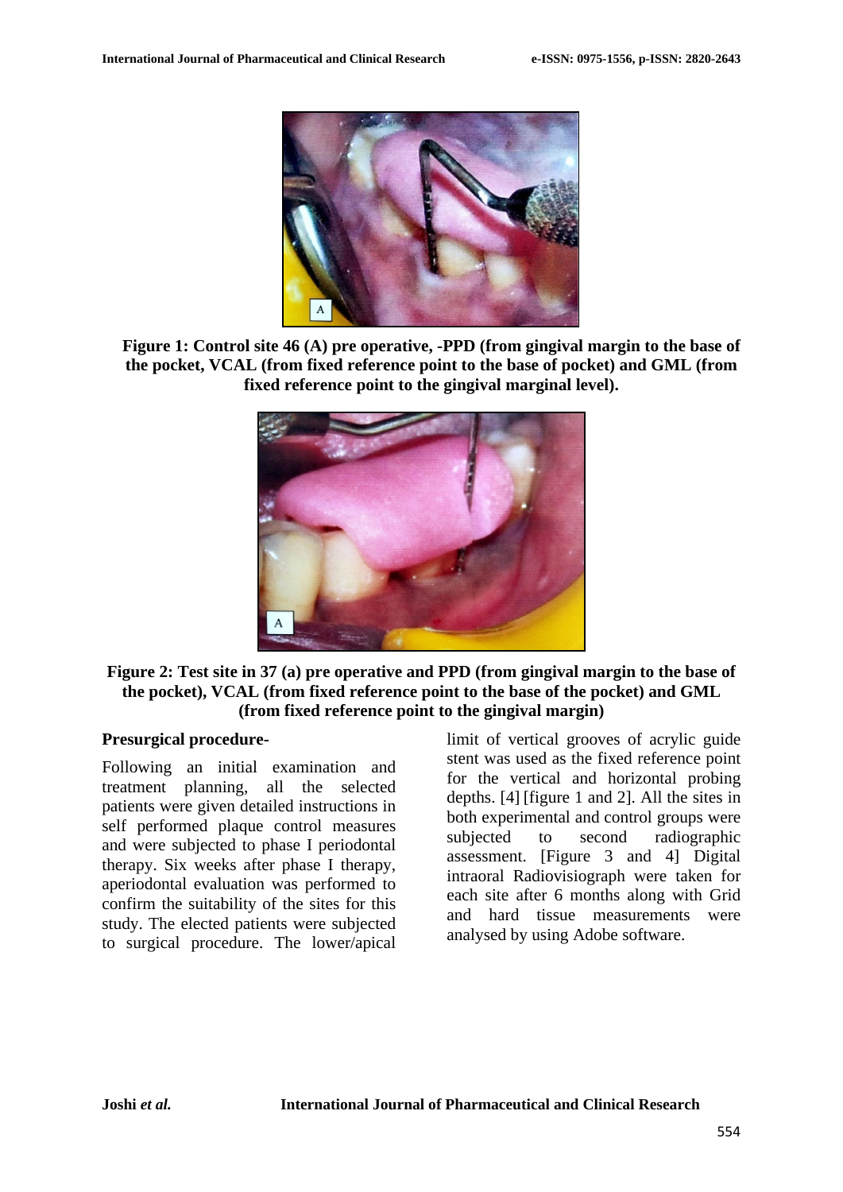**Figure 1: Control site 46 (A) pre operative, -PPD (from gingival margin to the base of the pocket, VCAL (from fixed reference point to the base of pocket) and GML (from fixed reference point to the gingival marginal level).**

**Figure 2: Test site in 37 (a) pre operative and PPD (from gingival margin to the base of the pocket), VCAL (from fixed reference point to the base of the pocket) and GML (from fixed reference point to the gingival margin)**

**Presurgical procedure-**

Following an initial examination and treatment planning, all the selected patients were given detailed instructions in self performed plaque control measures and were subjected to phase I periodontal therapy. Six weeks after phase I therapy, aperiodontal evaluation was performed to confirm the suitability of the sites for this study. The elected patients were subjected to surgical procedure. The lower/apical limit of vertical grooves of acrylic guide stent was used as the fixed reference point for the vertical and horizontal probing depths. [4] [figure 1 and 2]. All the sites in both experimental and control groups were subjected to second radiographic assessment. [Figure 3 and 4] Digital intraoral Radiovisiograph were taken for each site after 6 months along with Grid and hard tissue measurements were analysed by using Adobe software.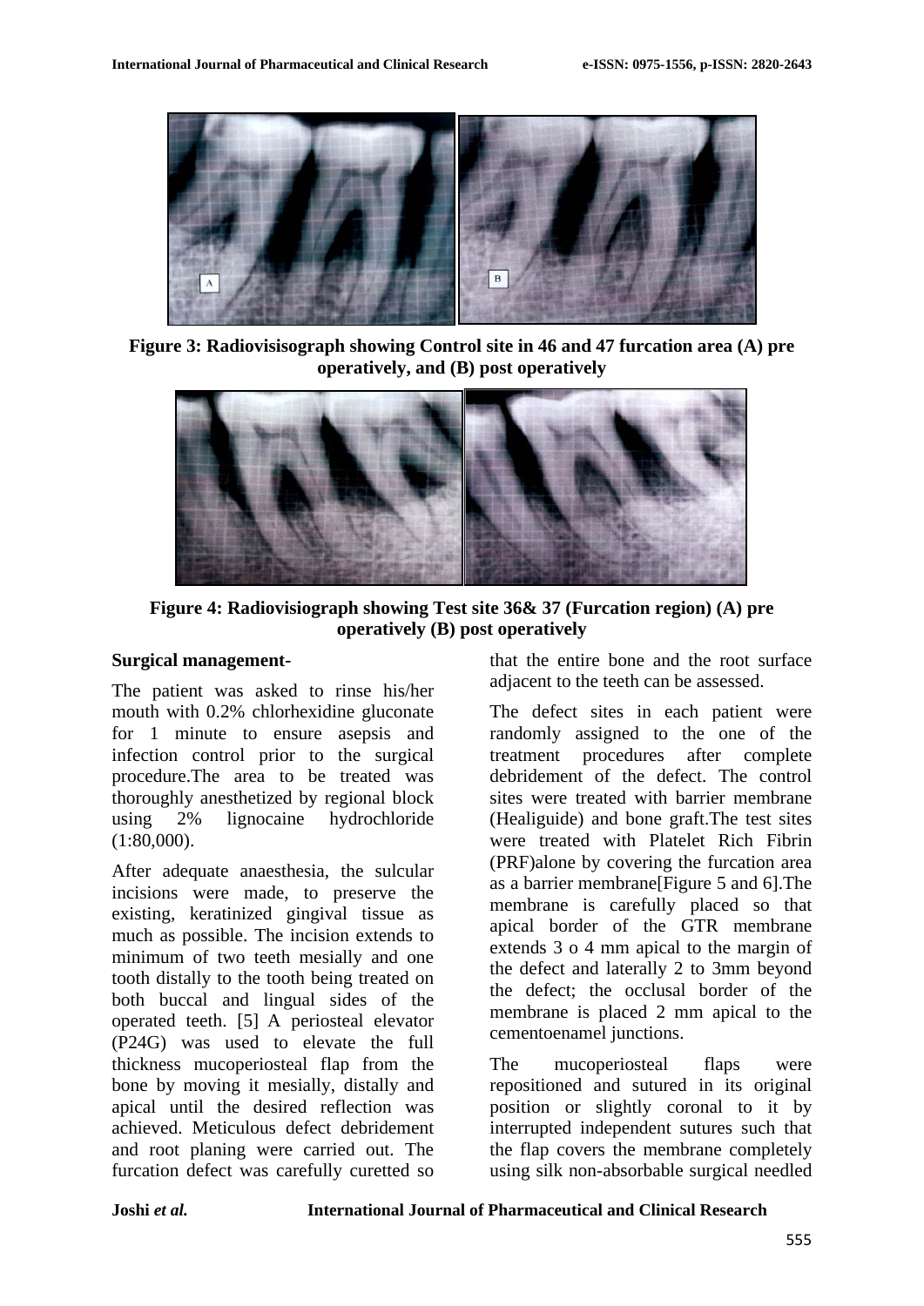Figure 3: Radiovisisograph showing Control site in 46 and 47 furcation area (A) pre operatively, and (B) post operatively

Figure 4: Radiovisiograph showing Test site 36& 37 (Furcation region) (A) pre operatively (B) post operatively

**Surgical management-**

The patient was asked to rinse his/her mouth with 0.2% chlorhexidine gluconate for 1 minute to ensure asepsis and infection control prior to the surgical procedure.The area to be treated was thoroughly anesthetized by regional block using 2% lignocaine hydrochloride (1:80,000).

After adequate anaesthesia, the sulcular incisions were made, to preserve the existing, keratinized gingival tissue as much as possible. The incision extends to minimum of two teeth mesially and one tooth distally to the tooth being treated on both buccal and lingual sides of the operated teeth. [5] A periosteal elevator (P24G) was used to elevate the full thickness mucoperiosteal flap from the bone by moving it mesially, distally and apical until the desired reflection was achieved. Meticulous defect debridement and root planing were carried out. The furcation defect was carefully curetted so that the entire bone and the root surface adjacent to the teeth can be assessed.

The defect sites in each patient were randomly assigned to the one of the treatment procedures after complete debridement of the defect. The control sites were treated with barrier membrane (Healiguide) and bone graft.The test sites were treated with Platelet Rich Fibrin (PRF)alone by covering the furcation area as a barrier membrane[Figure 5 and 6].The membrane is carefully placed so that apical border of the GTR membrane extends 3 o 4 mm apical to the margin of the defect and laterally 2 to 3mm beyond the defect; the occlusal border of the membrane is placed 2 mm apical to the cementoenamel junctions.

The mucoperiosteal flaps were repositioned and sutured in its original position or slightly coronal to it by interrupted independent sutures such that the flap covers the membrane completely using silk non-absorbable surgical needled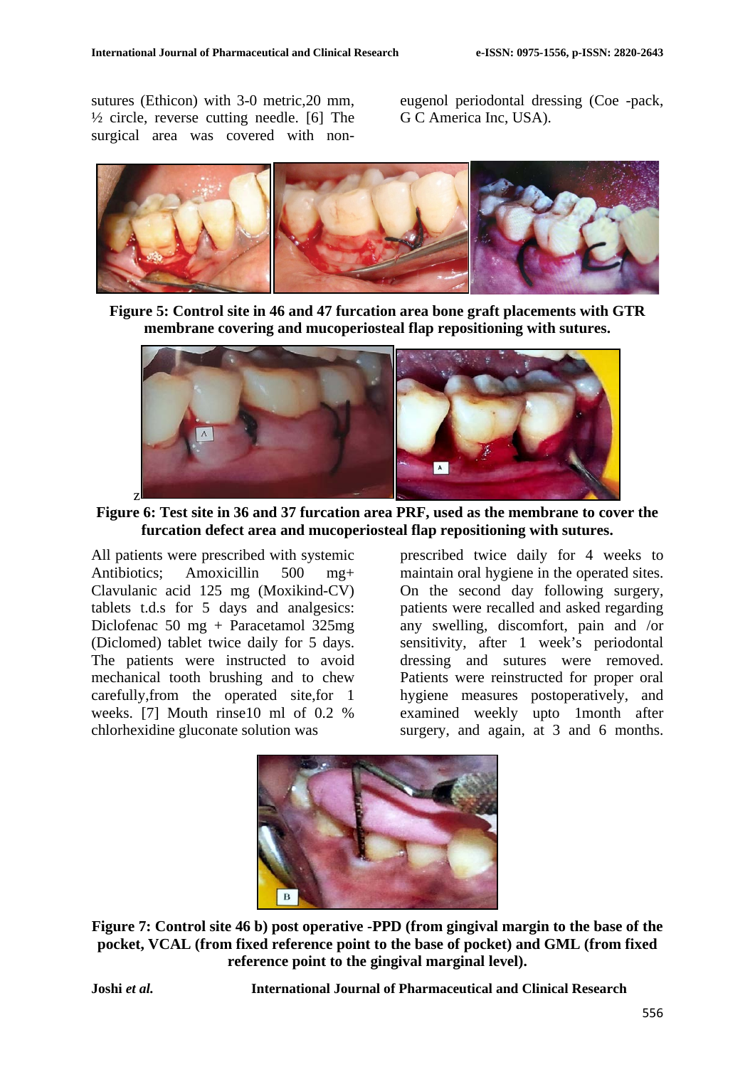sutures (Ethicon) with 3-0 metric,20 mm, ½ circle, reverse cutting needle. [6] The surgical area was covered with non-eugenol periodontal dressing (Coe -pack, G C America Inc, USA).

**Figure 5: Control site in 46 and 47 furcation area bone graft placements with GTR membrane covering and mucoperiosteal flap repositioning with sutures.**

**Figure 6: Test site in 36 and 37 furcation area PRF, used as the membrane to cover the furcation defect area and mucoperiosteal flap repositioning with sutures.**

All patients were prescribed with systemic Antibiotics; Amoxicillin 500 mg+ Clavulanic acid 125 mg (Moxikind-CV) tablets t.d.s for 5 days and analgesics: Diclofenac 50 mg + Paracetamol 325mg (Diclomed) tablet twice daily for 5 days. The patients were instructed to avoid mechanical tooth brushing and to chew carefully,from the operated site,for 1 weeks. [7] Mouth rinse10 ml of 0.2 % chlorhexidine gluconate solution was prescribed twice daily for 4 weeks to maintain oral hygiene in the operated sites. On the second day following surgery, patients were recalled and asked regarding any swelling, discomfort, pain and /or sensitivity, after 1 week's periodontal dressing and sutures were removed. Patients were reinstructed for proper oral hygiene measures postoperatively, and examined weekly upto 1month after surgery, and again, at 3 and 6 months.

**Figure 7: Control site 46 b) post operative -PPD (from gingival margin to the base of the pocket, VCAL (from fixed reference point to the base of pocket) and GML (from fixed reference point to the gingival marginal level).**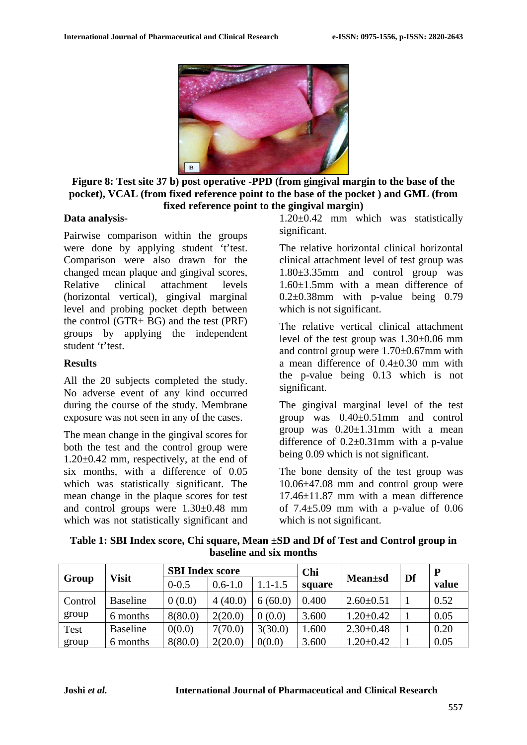**Figure 8: Test site 37 b) post operative -PPD (from gingival margin to the base of the pocket), VCAL (from fixed reference point to the base of the pocket ) and GML (from fixed reference point to the gingival margin)**

**Data analysis-**

Pairwise comparison within the groups were done by applying student 't'test. Comparison were also drawn for the changed mean plaque and gingival scores, Relative clinical attachment levels (horizontal vertical), gingival marginal level and probing pocket depth between the control (GTR+ BG) and the test (PRF) groups by applying the independent student 't'test.

**Results**

All the 20 subjects completed the study. No adverse event of any kind occurred during the course of the study. Membrane exposure was not seen in any of the cases.

The mean change in the gingival scores for both the test and the control group were 1.20±0.42 mm, respectively, at the end of six months, with a difference of 0.05 which was statistically significant. The mean change in the plaque scores for test and control groups were 1.30±0.48 mm which was not statistically significant and 1.20±0.42 mm which was statistically significant.

The relative horizontal clinical horizontal clinical attachment level of test group was 1.80±3.35mm and control group was 1.60±1.5mm with a mean difference of 0.2±0.38mm with p-value being 0.79 which is not significant.

The relative vertical clinical attachment level of the test group was 1.30±0.06 mm and control group were 1.70±0.67mm with a mean difference of 0.4±0.30 mm with the p-value being 0.13 which is not significant.

The gingival marginal level of the test group was 0.40±0.51mm and control group was 0.20±1.31mm with a mean difference of 0.2±0.31mm with a p-value being 0.09 which is not significant.

The bone density of the test group was 10.06±47.08 mm and control group were 17.46±11.87 mm with a mean difference of 7.4±5.09 mm with a p-value of 0.06 which is not significant.

**Table 1: SBI Index score, Chi square, Mean ±SD and Df of Test and Control group in baseline and six months**

| Group | Visit | SBI Index score | | | Chi square | Mean±sd | Df | P value |
|---|---|---|---|---|---|---|---|---|
| | | 0-0.5 | 0.6-1.0 | 1.1-1.5 | | | | |
| Control group | Baseline | 0 (0.0) | 4 (40.0) | 6 (60.0) | 0.400 | 2.60±0.51 | 1 | 0.52 |
| | 6 months | 8(80.0) | 2(20.0) | 0 (0.0) | 3.600 | 1.20±0.42 | 1 | 0.05 |
| Test group | Baseline | 0(0.0) | 7(70.0) | 3(30.0) | 1.600 | 2.30±0.48 | 1 | 0.20 |
| | 6 months | 8(80.0) | 2(20.0) | 0(0.0) | 3.600 | 1.20±0.42 | 1 | 0.05 |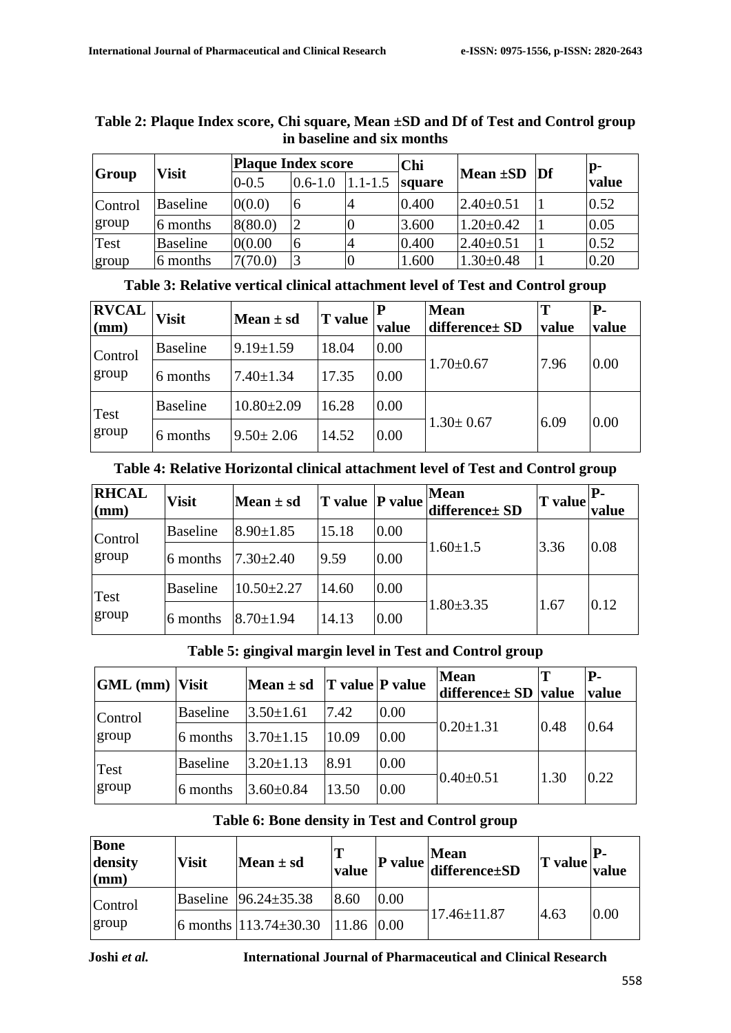**Table 2: Plaque Index score, Chi square, Mean ±SD and Df of Test and Control group in baseline and six months**

| Group | Visit | Plaque Index score | | | Chi square | Mean ±SD | Df | p-value |
|---|---|---|---|---|---|---|---|---|
| | | 0-0.5 | 0.6-1.0 | 1.1-1.5 | | | | |
| Control group | Baseline | 0(0.0) | 6 | 4 | 0.400 | 2.40±0.51 | 1 | 0.52 |
| | 6 months | 8(80.0) | 2 | 0 | 3.600 | 1.20±0.42 | 1 | 0.05 |
| Test group | Baseline | 0(0.00 | 6 | 4 | 0.400 | 2.40±0.51 | 1 | 0.52 |
| | 6 months | 7(70.0) | 3 | 0 | 1.600 | 1.30±0.48 | 1 | 0.20 |

**Table 3: Relative vertical clinical attachment level of Test and Control group**

| RVCAL (mm) | Visit | Mean ± sd | T value | P value | Mean difference± SD | T value | P-value |
|---|---|---|---|---|---|---|---|
| Control group | Baseline | 9.19±1.59 | 18.04 | 0.00 | 1.70±0.67 | 7.96 | 0.00 |
| | 6 months | 7.40±1.34 | 17.35 | 0.00 | | | |
| Test group | Baseline | 10.80±2.09 | 16.28 | 0.00 | 1.30± 0.67 | 6.09 | 0.00 |
| | 6 months | 9.50± 2.06 | 14.52 | 0.00 | | | |

**Table 4: Relative Horizontal clinical attachment level of Test and Control group**

| RHCAL (mm) | Visit | Mean ± sd | T value | P value | Mean difference± SD | T value | P-value |
|---|---|---|---|---|---|---|---|
| Control group | Baseline | 8.90±1.85 | 15.18 | 0.00 | 1.60±1.5 | 3.36 | 0.08 |
| | 6 months | 7.30±2.40 | 9.59 | 0.00 | | | |
| Test group | Baseline | 10.50±2.27 | 14.60 | 0.00 | 1.80±3.35 | 1.67 | 0.12 |
| | 6 months | 8.70±1.94 | 14.13 | 0.00 | | | |

**Table 5: gingival margin level in Test and Control group**

| GML (mm) | Visit | Mean ± sd | T value | P value | Mean difference± SD | T value | P-value |
|---|---|---|---|---|---|---|---|
| Control group | Baseline | 3.50±1.61 | 7.42 | 0.00 | 0.20±1.31 | 0.48 | 0.64 |
| | 6 months | 3.70±1.15 | 10.09 | 0.00 | | | |
| Test group | Baseline | 3.20±1.13 | 8.91 | 0.00 | 0.40±0.51 | 1.30 | 0.22 |
| | 6 months | 3.60±0.84 | 13.50 | 0.00 | | | |

**Table 6: Bone density in Test and Control group**

| Bone density (mm) | Visit | Mean ± sd | T value | P value | Mean difference±SD | T value | P-value |
|---|---|---|---|---|---|---|---|
| Control group | Baseline | 96.24±35.38 | 8.60 | 0.00 | 17.46±11.87 | 4.63 | 0.00 |
| | 6 months | 113.74±30.30 | 11.86 | 0.00 | | | |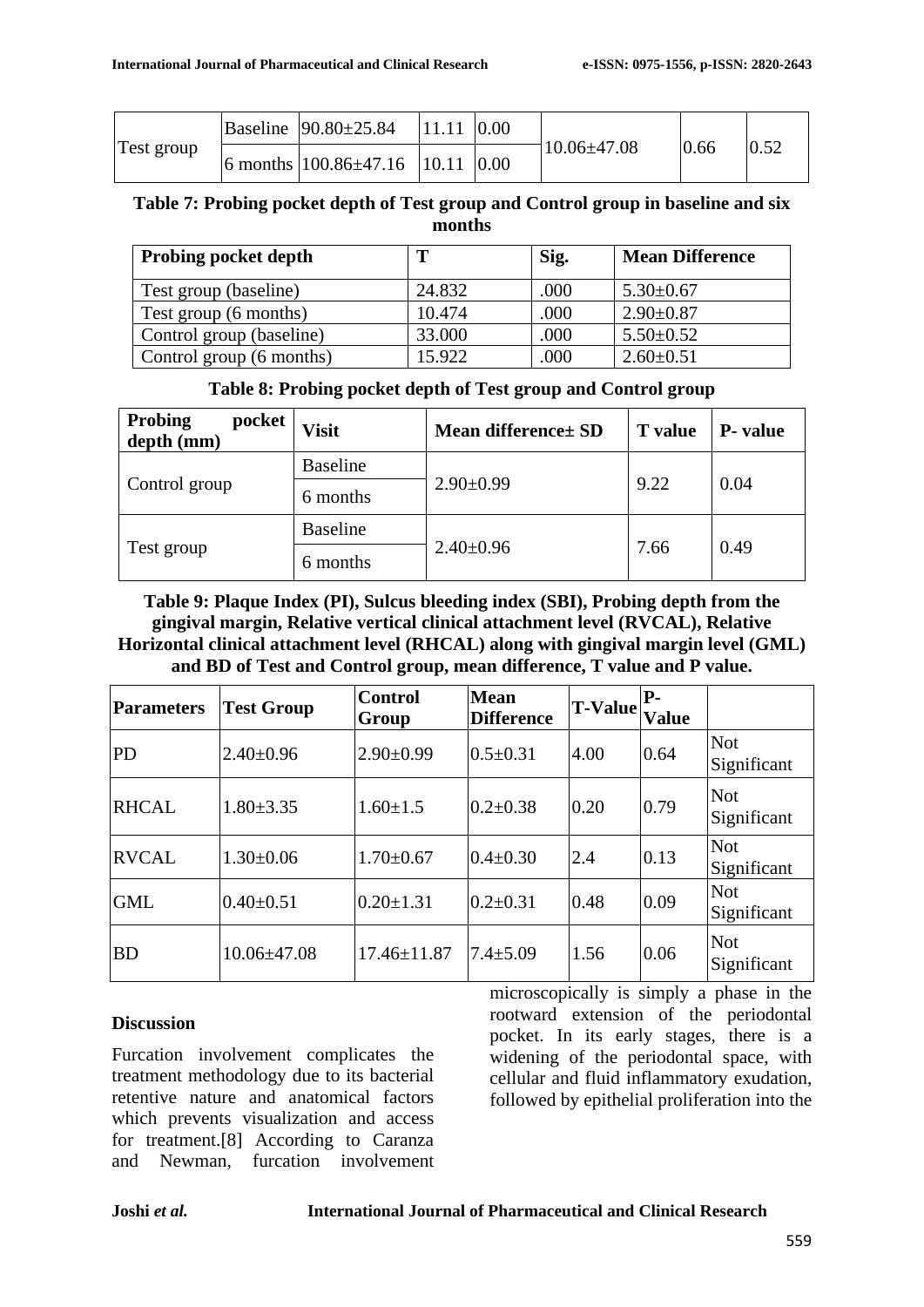| Test group | Baseline | 90.80±25.84 | 11.11 | 0.00 | 10.06±47.08 | 0.66 | 0.52 |
|---|---|---|---|---|---|---|---|
| | 6 months | 100.86±47.16 | 10.11 | 0.00 | | | |

**Table 7: Probing pocket depth of Test group and Control group in baseline and six months**

| Probing pocket depth | T | Sig. | Mean Difference |
|---|---|---|---|
| Test group (baseline) | 24.832 | .000 | 5.30±0.67 |
| Test group (6 months) | 10.474 | .000 | 2.90±0.87 |
| Control group (baseline) | 33.000 | .000 | 5.50±0.52 |
| Control group (6 months) | 15.922 | .000 | 2.60±0.51 |

**Table 8: Probing pocket depth of Test group and Control group**

| Probing pocket depth (mm) | Visit | Mean difference± SD | T value | P- value |
|---|---|---|---|---|
| Control group | Baseline | 2.90±0.99 | 9.22 | 0.04 |
| | 6 months | | | |
| Test group | Baseline | 2.40±0.96 | 7.66 | 0.49 |
| | 6 months | | | |

**Table 9: Plaque Index (PI), Sulcus bleeding index (SBI), Probing depth from the gingival margin, Relative vertical clinical attachment level (RVCAL), Relative Horizontal clinical attachment level (RHCAL) along with gingival margin level (GML) and BD of Test and Control group, mean difference, T value and P value.**

| Parameters | Test Group | Control Group | Mean Difference | T-Value | P-Value | |
|---|---|---|---|---|---|---|
| PD | 2.40±0.96 | 2.90±0.99 | 0.5±0.31 | 4.00 | 0.64 | Not Significant |
| RHCAL | 1.80±3.35 | 1.60±1.5 | 0.2±0.38 | 0.20 | 0.79 | Not Significant |
| RVCAL | 1.30±0.06 | 1.70±0.67 | 0.4±0.30 | 2.4 | 0.13 | Not Significant |
| GML | 0.40±0.51 | 0.20±1.31 | 0.2±0.31 | 0.48 | 0.09 | Not Significant |
| BD | 10.06±47.08 | 17.46±11.87 | 7.4±5.09 | 1.56 | 0.06 | Not Significant |

## Discussion

Furcation involvement complicates the treatment methodology due to its bacterial retentive nature and anatomical factors which prevents visualization and access for treatment.[8] According to Caranza and Newman, furcation involvement microscopically is simply a phase in the rootward extension of the periodontal pocket. In its early stages, there is a widening of the periodontal space, with cellular and fluid inflammatory exudation, followed by epithelial proliferation into the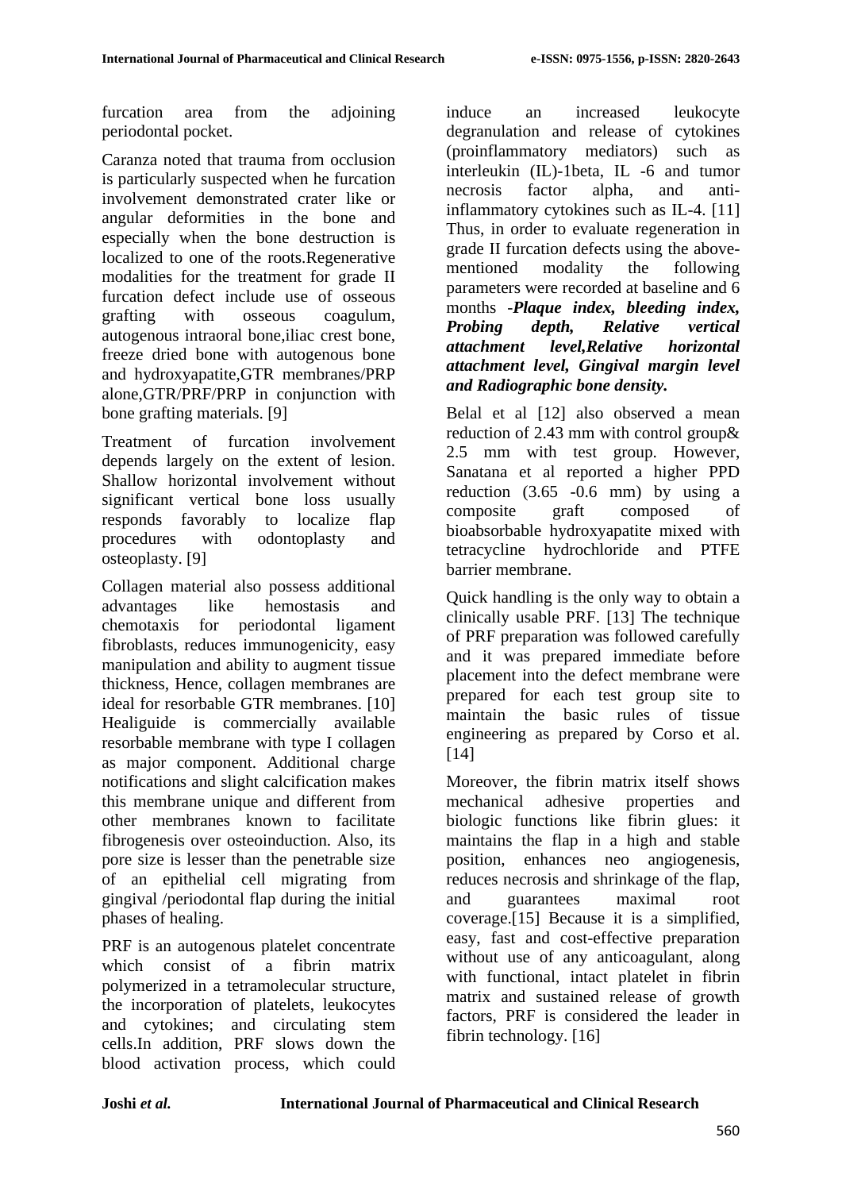furcation area from the adjoining periodontal pocket.

Caranza noted that trauma from occlusion is particularly suspected when he furcation involvement demonstrated crater like or angular deformities in the bone and especially when the bone destruction is localized to one of the roots.Regenerative modalities for the treatment for grade II furcation defect include use of osseous grafting with osseous coagulum, autogenous intraoral bone,iliac crest bone, freeze dried bone with autogenous bone and hydroxyapatite,GTR membranes/PRP alone,GTR/PRF/PRP in conjunction with bone grafting materials. [9]

Treatment of furcation involvement depends largely on the extent of lesion. Shallow horizontal involvement without significant vertical bone loss usually responds favorably to localize flap procedures with odontoplasty and osteoplasty. [9]

Collagen material also possess additional advantages like hemostasis and chemotaxis for periodontal ligament fibroblasts, reduces immunogenicity, easy manipulation and ability to augment tissue thickness, Hence, collagen membranes are ideal for resorbable GTR membranes. [10] Healiguide is commercially available resorbable membrane with type I collagen as major component. Additional charge notifications and slight calcification makes this membrane unique and different from other membranes known to facilitate fibrogenesis over osteoinduction. Also, its pore size is lesser than the penetrable size of an epithelial cell migrating from gingival /periodontal flap during the initial phases of healing.

PRF is an autogenous platelet concentrate which consist of a fibrin matrix polymerized in a tetramolecular structure, the incorporation of platelets, leukocytes and cytokines; and circulating stem cells.In addition, PRF slows down the blood activation process, which could induce an increased leukocyte degranulation and release of cytokines (proinflammatory mediators) such as interleukin (IL)-1beta, IL -6 and tumor necrosis factor alpha, and anti-inflammatory cytokines such as IL-4. [11] Thus, in order to evaluate regeneration in grade II furcation defects using the above-mentioned modality the following parameters were recorded at baseline and 6 months -***Plaque index, bleeding index, Probing depth, Relative vertical attachment level,Relative horizontal attachment level, Gingival margin level and Radiographic bone density.***

Belal et al [12] also observed a mean reduction of 2.43 mm with control group& 2.5 mm with test group. However, Sanatana et al reported a higher PPD reduction (3.65 -0.6 mm) by using a composite graft composed of bioabsorbable hydroxyapatite mixed with tetracycline hydrochloride and PTFE barrier membrane.

Quick handling is the only way to obtain a clinically usable PRF. [13] The technique of PRF preparation was followed carefully and it was prepared immediate before placement into the defect membrane were prepared for each test group site to maintain the basic rules of tissue engineering as prepared by Corso et al. [14]

Moreover, the fibrin matrix itself shows mechanical adhesive properties and biologic functions like fibrin glues: it maintains the flap in a high and stable position, enhances neo angiogenesis, reduces necrosis and shrinkage of the flap, and guarantees maximal root coverage.[15] Because it is a simplified, easy, fast and cost-effective preparation without use of any anticoagulant, along with functional, intact platelet in fibrin matrix and sustained release of growth factors, PRF is considered the leader in fibrin technology. [16]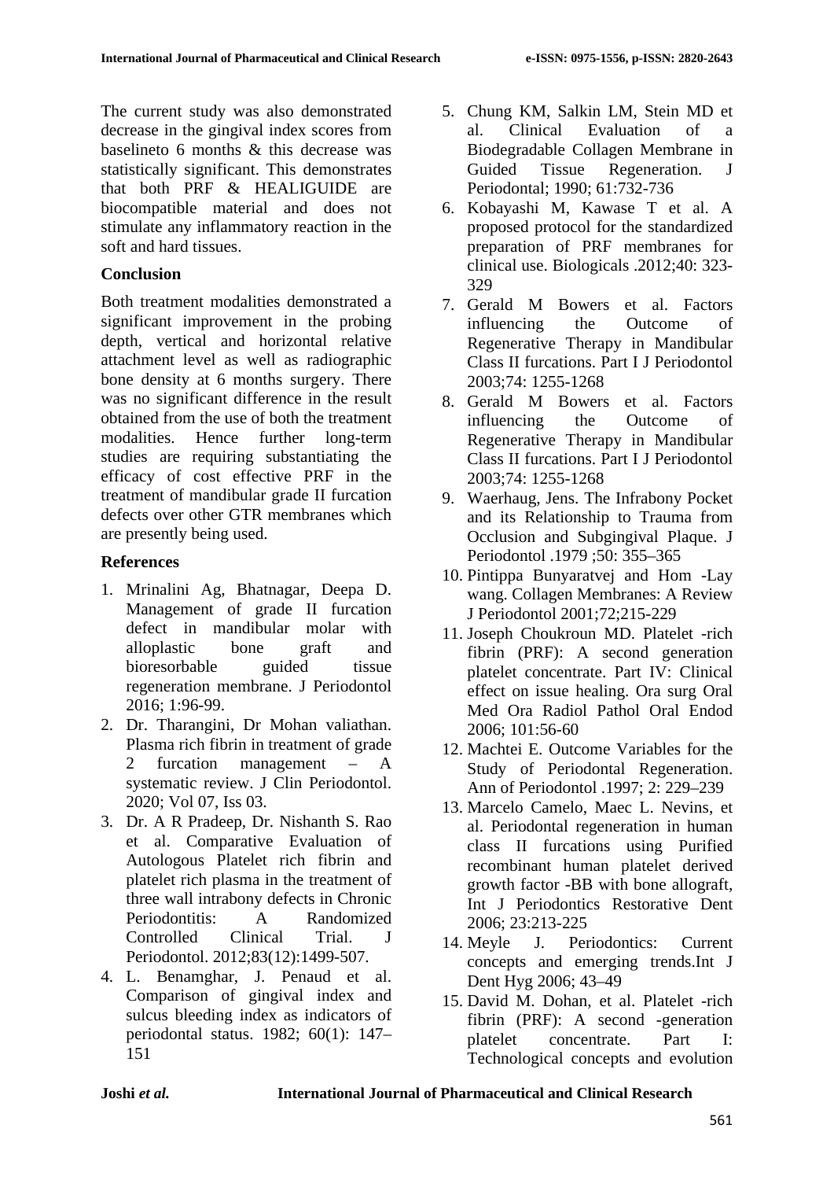The current study was also demonstrated decrease in the gingival index scores from baselineto 6 months & this decrease was statistically significant. This demonstrates that both PRF & HEALIGUIDE are biocompatible material and does not stimulate any inflammatory reaction in the soft and hard tissues.

## Conclusion

Both treatment modalities demonstrated a significant improvement in the probing depth, vertical and horizontal relative attachment level as well as radiographic bone density at 6 months surgery. There was no significant difference in the result obtained from the use of both the treatment modalities. Hence further long-term studies are requiring substantiating the efficacy of cost effective PRF in the treatment of mandibular grade II furcation defects over other GTR membranes which are presently being used.

## References

1. Mrinalini Ag, Bhatnagar, Deepa D. Management of grade II furcation defect in mandibular molar with alloplastic bone graft and bioresorbable guided tissue regeneration membrane. J Periodontol 2016; 1:96-99.
2. Dr. Tharangini, Dr Mohan valiathan. Plasma rich fibrin in treatment of grade 2 furcation management – A systematic review. J Clin Periodontol. 2020; Vol 07, Iss 03.
3. Dr. A R Pradeep, Dr. Nishanth S. Rao et al. Comparative Evaluation of Autologous Platelet rich fibrin and platelet rich plasma in the treatment of three wall intrabony defects in Chronic Periodontitis: A Randomized Controlled Clinical Trial. J Periodontol. 2012;83(12):1499-507.
4. L. Benamghar, J. Penaud et al. Comparison of gingival index and sulcus bleeding index as indicators of periodontal status. 1982; 60(1): 147–151
5. Chung KM, Salkin LM, Stein MD et al. Clinical Evaluation of a Biodegradable Collagen Membrane in Guided Tissue Regeneration. J Periodontal; 1990; 61:732-736
6. Kobayashi M, Kawase T et al. A proposed protocol for the standardized preparation of PRF membranes for clinical use. Biologicals .2012;40: 323-329
7. Gerald M Bowers et al. Factors influencing the Outcome of Regenerative Therapy in Mandibular Class II furcations. Part I J Periodontol 2003;74: 1255-1268
8. Gerald M Bowers et al. Factors influencing the Outcome of Regenerative Therapy in Mandibular Class II furcations. Part I J Periodontol 2003;74: 1255-1268
9. Waerhaug, Jens. The Infrabony Pocket and its Relationship to Trauma from Occlusion and Subgingival Plaque. J Periodontol .1979 ;50: 355–365
10. Pintippa Bunyaratvej and Hom -Lay wang. Collagen Membranes: A Review J Periodontol 2001;72;215-229
11. Joseph Choukroun MD. Platelet -rich fibrin (PRF): A second generation platelet concentrate. Part IV: Clinical effect on issue healing. Ora surg Oral Med Ora Radiol Pathol Oral Endod 2006; 101:56-60
12. Machtei E. Outcome Variables for the Study of Periodontal Regeneration. Ann of Periodontol .1997; 2: 229–239
13. Marcelo Camelo, Maec L. Nevins, et al. Periodontal regeneration in human class II furcations using Purified recombinant human platelet derived growth factor -BB with bone allograft, Int J Periodontics Restorative Dent 2006; 23:213-225
14. Meyle J. Periodontics: Current concepts and emerging trends.Int J Dent Hyg 2006; 43–49
15. David M. Dohan, et al. Platelet -rich fibrin (PRF): A second -generation platelet concentrate. Part I: Technological concepts and evolution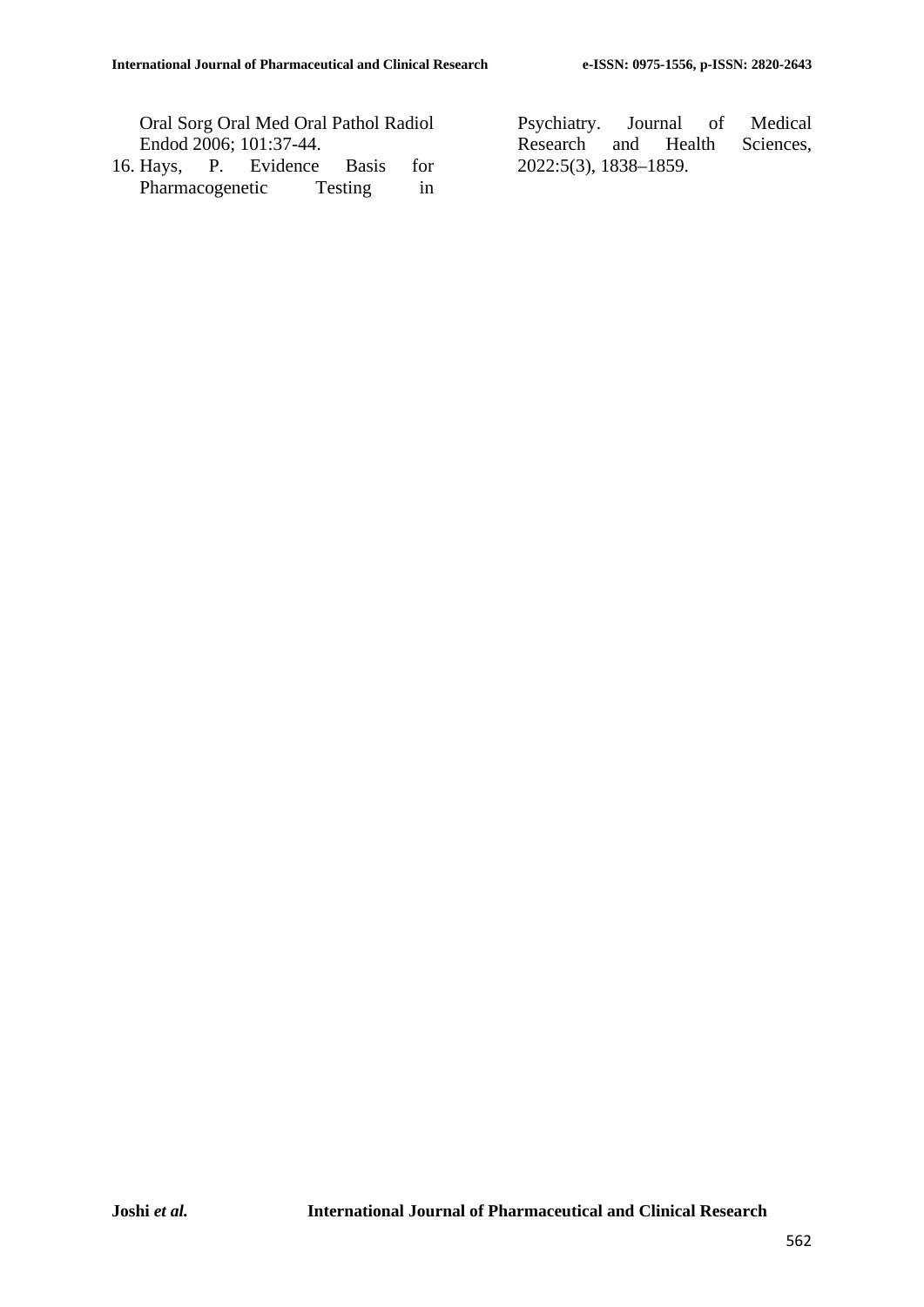Oral Sorg Oral Med Oral Pathol Radiol Endod 2006; 101:37-44.

16. Hays, P. Evidence Basis for Pharmacogenetic Testing in Psychiatry. Journal of Medical Research and Health Sciences, 2022:5(3), 1838–1859.